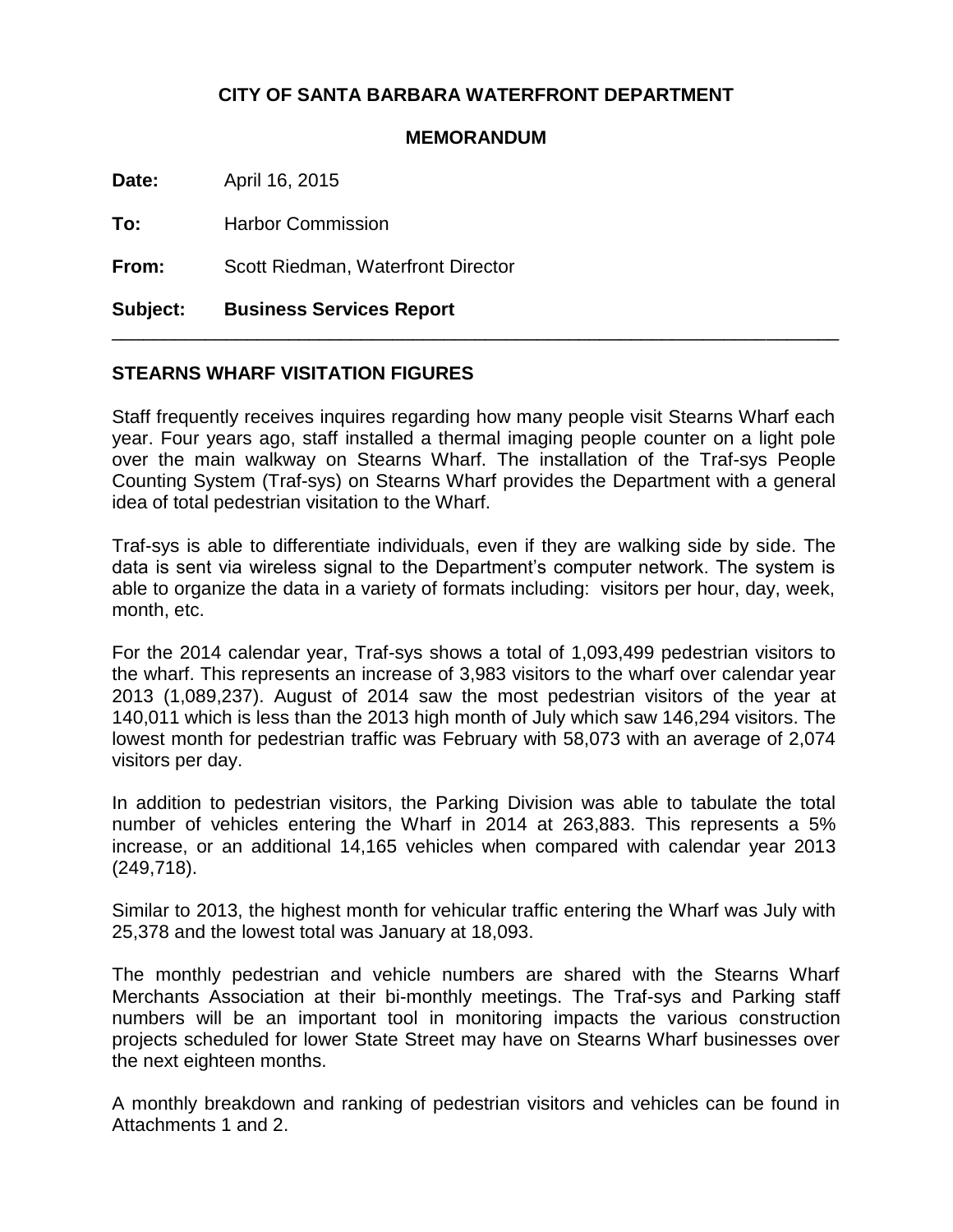**CITY OF SANTA BARBARA WATERFRONT DEPARTMENT**

**MEMORANDUM**

**Date:** April 16, 2015

**To:** Harbor Commission

**From:** Scott Riedman, Waterfront Director

**Subject: Business Services Report**

---

## STEARNS WHARF VISITATION FIGURES

Staff frequently receives inquires regarding how many people visit Stearns Wharf each year. Four years ago, staff installed a thermal imaging people counter on a light pole over the main walkway on Stearns Wharf. The installation of the Traf-sys People Counting System (Traf-sys) on Stearns Wharf provides the Department with a general idea of total pedestrian visitation to the Wharf.

Traf-sys is able to differentiate individuals, even if they are walking side by side. The data is sent via wireless signal to the Department's computer network. The system is able to organize the data in a variety of formats including: visitors per hour, day, week, month, etc.

For the 2014 calendar year, Traf-sys shows a total of 1,093,499 pedestrian visitors to the wharf. This represents an increase of 3,983 visitors to the wharf over calendar year 2013 (1,089,237). August of 2014 saw the most pedestrian visitors of the year at 140,011 which is less than the 2013 high month of July which saw 146,294 visitors. The lowest month for pedestrian traffic was February with 58,073 with an average of 2,074 visitors per day.

In addition to pedestrian visitors, the Parking Division was able to tabulate the total number of vehicles entering the Wharf in 2014 at 263,883. This represents a 5% increase, or an additional 14,165 vehicles when compared with calendar year 2013 (249,718).

Similar to 2013, the highest month for vehicular traffic entering the Wharf was July with 25,378 and the lowest total was January at 18,093.

The monthly pedestrian and vehicle numbers are shared with the Stearns Wharf Merchants Association at their bi-monthly meetings. The Traf-sys and Parking staff numbers will be an important tool in monitoring impacts the various construction projects scheduled for lower State Street may have on Stearns Wharf businesses over the next eighteen months.

A monthly breakdown and ranking of pedestrian visitors and vehicles can be found in Attachments 1 and 2.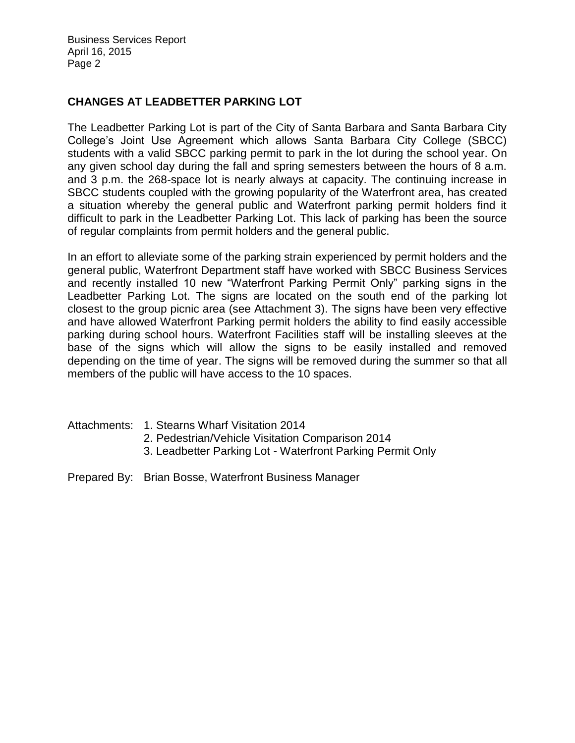## CHANGES AT LEADBETTER PARKING LOT

The Leadbetter Parking Lot is part of the City of Santa Barbara and Santa Barbara City College's Joint Use Agreement which allows Santa Barbara City College (SBCC) students with a valid SBCC parking permit to park in the lot during the school year. On any given school day during the fall and spring semesters between the hours of 8 a.m. and 3 p.m. the 268-space lot is nearly always at capacity. The continuing increase in SBCC students coupled with the growing popularity of the Waterfront area, has created a situation whereby the general public and Waterfront parking permit holders find it difficult to park in the Leadbetter Parking Lot. This lack of parking has been the source of regular complaints from permit holders and the general public.

In an effort to alleviate some of the parking strain experienced by permit holders and the general public, Waterfront Department staff have worked with SBCC Business Services and recently installed 10 new "Waterfront Parking Permit Only" parking signs in the Leadbetter Parking Lot. The signs are located on the south end of the parking lot closest to the group picnic area (see Attachment 3). The signs have been very effective and have allowed Waterfront Parking permit holders the ability to find easily accessible parking during school hours. Waterfront Facilities staff will be installing sleeves at the base of the signs which will allow the signs to be easily installed and removed depending on the time of year. The signs will be removed during the summer so that all members of the public will have access to the 10 spaces.

Attachments:
1. Stearns Wharf Visitation 2014
2. Pedestrian/Vehicle Visitation Comparison 2014
3. Leadbetter Parking Lot - Waterfront Parking Permit Only

Prepared By: Brian Bosse, Waterfront Business Manager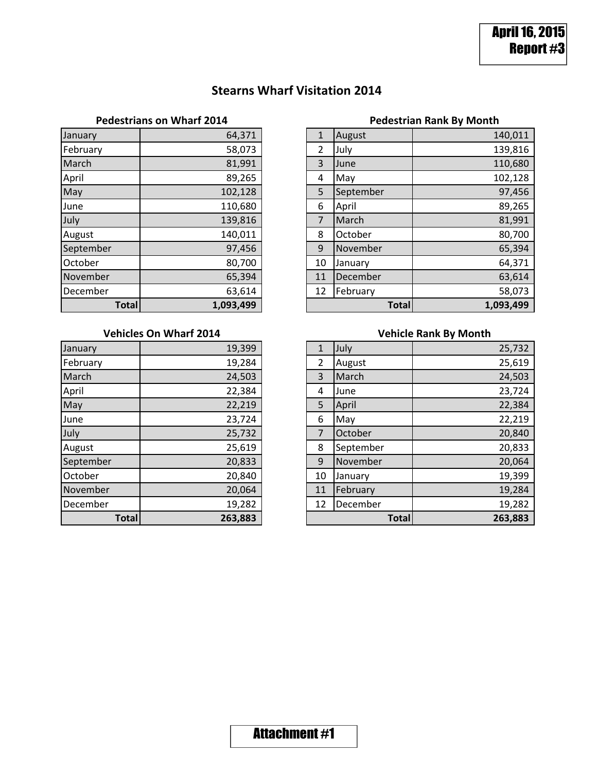April 16, 2015
Report #3

# Stearns Wharf Visitation 2014

### Pedestrians on Wharf 2014

| Month | Count |
|---|---|
| January | 64,371 |
| February | 58,073 |
| March | 81,991 |
| April | 89,265 |
| May | 102,128 |
| June | 110,680 |
| July | 139,816 |
| August | 140,011 |
| September | 97,456 |
| October | 80,700 |
| November | 65,394 |
| December | 63,614 |
| **Total** | **1,093,499** |

### Pedestrian Rank By Month

| Rank | Month | Count |
|---|---|---|
| 1 | August | 140,011 |
| 2 | July | 139,816 |
| 3 | June | 110,680 |
| 4 | May | 102,128 |
| 5 | September | 97,456 |
| 6 | April | 89,265 |
| 7 | March | 81,991 |
| 8 | October | 80,700 |
| 9 | November | 65,394 |
| 10 | January | 64,371 |
| 11 | December | 63,614 |
| 12 | February | 58,073 |
| | **Total** | **1,093,499** |

### Vehicles On Wharf 2014

| Month | Count |
|---|---|
| January | 19,399 |
| February | 19,284 |
| March | 24,503 |
| April | 22,384 |
| May | 22,219 |
| June | 23,724 |
| July | 25,732 |
| August | 25,619 |
| September | 20,833 |
| October | 20,840 |
| November | 20,064 |
| December | 19,282 |
| **Total** | **263,883** |

### Vehicle Rank By Month

| Rank | Month | Count |
|---|---|---|
| 1 | July | 25,732 |
| 2 | August | 25,619 |
| 3 | March | 24,503 |
| 4 | June | 23,724 |
| 5 | April | 22,384 |
| 6 | May | 22,219 |
| 7 | October | 20,840 |
| 8 | September | 20,833 |
| 9 | November | 20,064 |
| 10 | January | 19,399 |
| 11 | February | 19,284 |
| 12 | December | 19,282 |
| | **Total** | **263,883** |

Attachment #1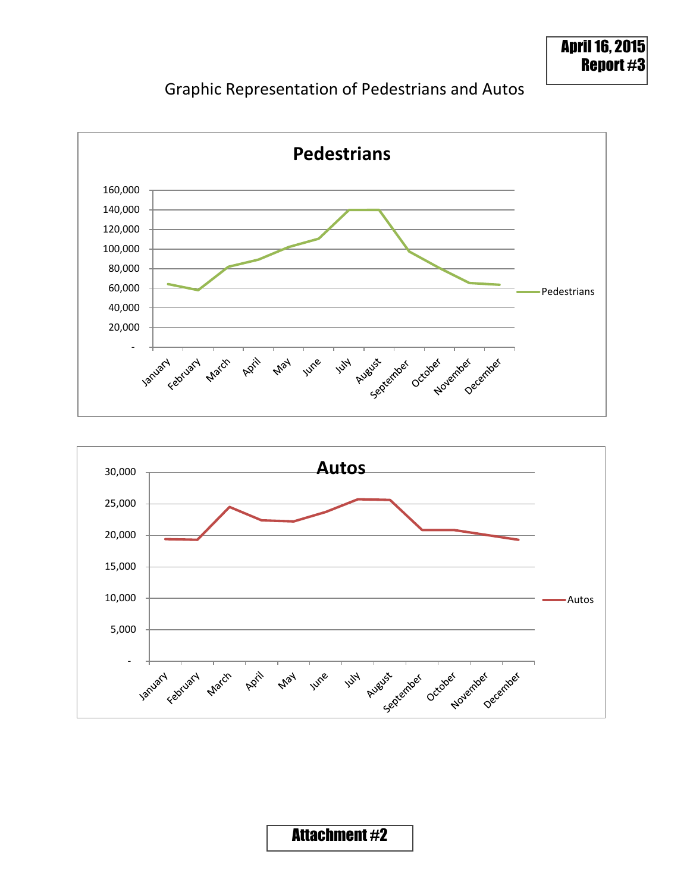**April 16, 2015**
**Report #3**

Graphic Representation of Pedestrians and Autos

**Pedestrians**

160,000
140,000
120,000
100,000
80,000
60,000
40,000
20,000
-

January February March April May June July August September October November December

Pedestrians

**Autos**

30,000
25,000
20,000
15,000
10,000
5,000
-

January February March April May June July August September October November December

Autos

**Attachment #2**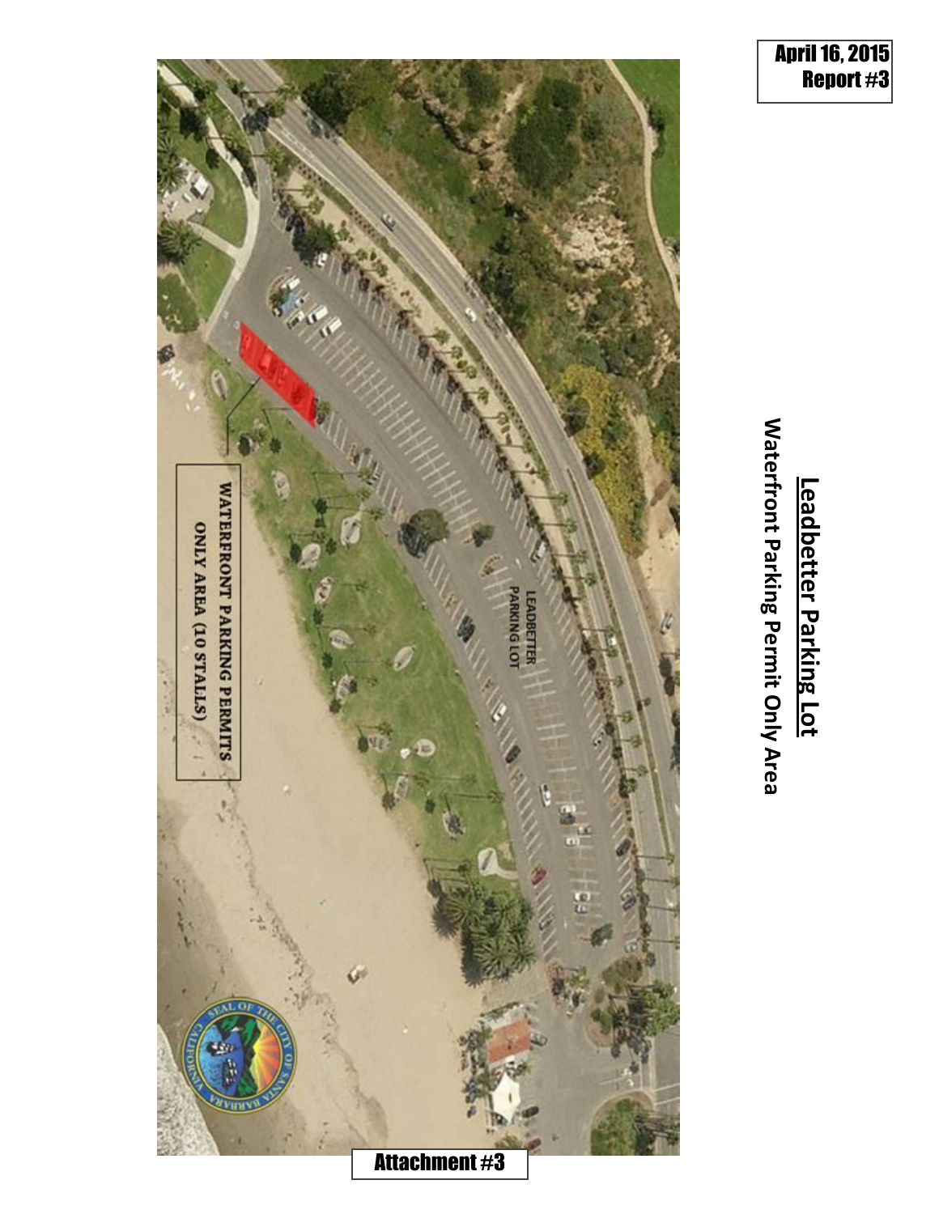April 16, 2015
Report #3

# Leadbetter Parking Lot

## Waterfront Parking Permit Only Area

LEADBETTER PARKING LOT

WATERFRONT PARKING PERMITS ONLY AREA (10 STALLS)

SEAL OF THE CITY OF SANTA BARBARA CALIFORNIA

Attachment #3